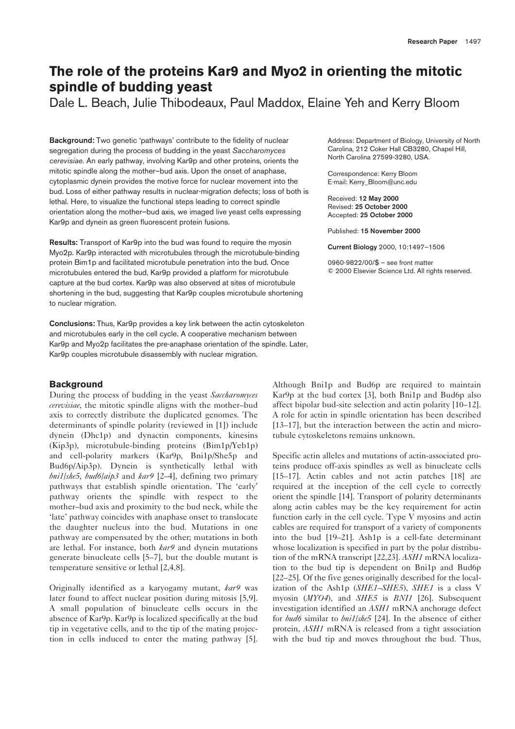# The role of the proteins Kar9 and Myo2 in orienting the mitotic spindle of budding yeast

Dale L. Beach, Julie Thibodeaux, Paul Maddox, Elaine Yeh and Kerry Bloom

**Background:** Two genetic 'pathways' contribute to the fidelity of nuclear segregation during the process of budding in the yeast *Saccharomyces cerevisiae*. An early pathway, involving Kar9p and other proteins, orients the mitotic spindle along the mother–bud axis. Upon the onset of anaphase, cytoplasmic dynein provides the motive force for nuclear movement into the bud. Loss of either pathway results in nuclear-migration defects; loss of both is lethal. Here, to visualize the functional steps leading to correct spindle orientation along the mother–bud axis, we imaged live yeast cells expressing Kar9p and dynein as green fluorescent protein fusions.

**Results:** Transport of Kar9p into the bud was found to require the myosin Myo2p. Kar9p interacted with microtubules through the microtubule-binding protein Bim1p and facilitated microtubule penetration into the bud. Once microtubules entered the bud, Kar9p provided a platform for microtubule capture at the bud cortex. Kar9p was also observed at sites of microtubule shortening in the bud, suggesting that Kar9p couples microtubule shortening to nuclear migration.

**Conclusions:** Thus, Kar9p provides a key link between the actin cytoskeleton and microtubules early in the cell cycle. A cooperative mechanism between Kar9p and Myo2p facilitates the pre-anaphase orientation of the spindle. Later, Kar9p couples microtubule disassembly with nuclear migration.

Address: Department of Biology, University of North Carolina, 212 Coker Hall CB3280, Chapel Hill, North Carolina 27599-3280, USA.

Correspondence: Kerry Bloom
E-mail: Kerry_Bloom@unc.edu

Received: **12 May 2000**
Revised: **25 October 2000**
Accepted: **25 October 2000**

Published: **15 November 2000**

**Current Biology** 2000, 10:1497–1506

0960-9822/00/$ – see front matter
© 2000 Elsevier Science Ltd. All rights reserved.

## Background

During the process of budding in the yeast *Saccharomyces cerevisiae*, the mitotic spindle aligns with the mother–bud axis to correctly distribute the duplicated genomes. The determinants of spindle polarity (reviewed in [1]) include dynein (Dhc1p) and dynactin components, kinesins (Kip3p), microtubule-binding proteins (Bim1p/Yeb1p) and cell-polarity markers (Kar9p, Bni1p/She5p and Bud6p/Aip3p). Dynein is synthetically lethal with *bni1/she5*, *bud6/aip3* and *kar9* [2–4], defining two primary pathways that establish spindle orientation. The 'early' pathway orients the spindle with respect to the mother–bud axis and proximity to the bud neck, while the 'late' pathway coincides with anaphase onset to translocate the daughter nucleus into the bud. Mutations in one pathway are compensated by the other; mutations in both are lethal. For instance, both *kar9* and dynein mutations generate binucleate cells [5–7], but the double mutant is temperature sensitive or lethal [2,4,8].

Originally identified as a karyogamy mutant, *kar9* was later found to affect nuclear position during mitosis [5,9]. A small population of binucleate cells occurs in the absence of Kar9p. Kar9p is localized specifically at the bud tip in vegetative cells, and to the tip of the mating projection in cells induced to enter the mating pathway [5]. Although Bni1p and Bud6p are required to maintain Kar9p at the bud cortex [3], both Bni1p and Bud6p also affect bipolar bud-site selection and actin polarity [10–12]. A role for actin in spindle orientation has been described [13–17], but the interaction between the actin and microtubule cytoskeletons remains unknown.

Specific actin alleles and mutations of actin-associated proteins produce off-axis spindles as well as binucleate cells [15–17]. Actin cables and not actin patches [18] are required at the inception of the cell cycle to correctly orient the spindle [14]. Transport of polarity determinants along actin cables may be the key requirement for actin function early in the cell cycle. Type V myosins and actin cables are required for transport of a variety of components into the bud [19–21]. Ash1p is a cell-fate determinant whose localization is specified in part by the polar distribution of the mRNA transcript [22,23]. *ASH1* mRNA localization to the bud tip is dependent on Bni1p and Bud6p [22–25]. Of the five genes originally described for the localization of the Ash1p (*SHE1–SHE5*), *SHE1* is a class V myosin (*MYO4*), and *SHE5* is *BNI1* [26]. Subsequent investigation identified an *ASH1* mRNA anchorage defect for *bud6* similar to *bni1/she5* [24]. In the absence of either protein, *ASH1* mRNA is released from a tight association with the bud tip and moves throughout the bud. Thus,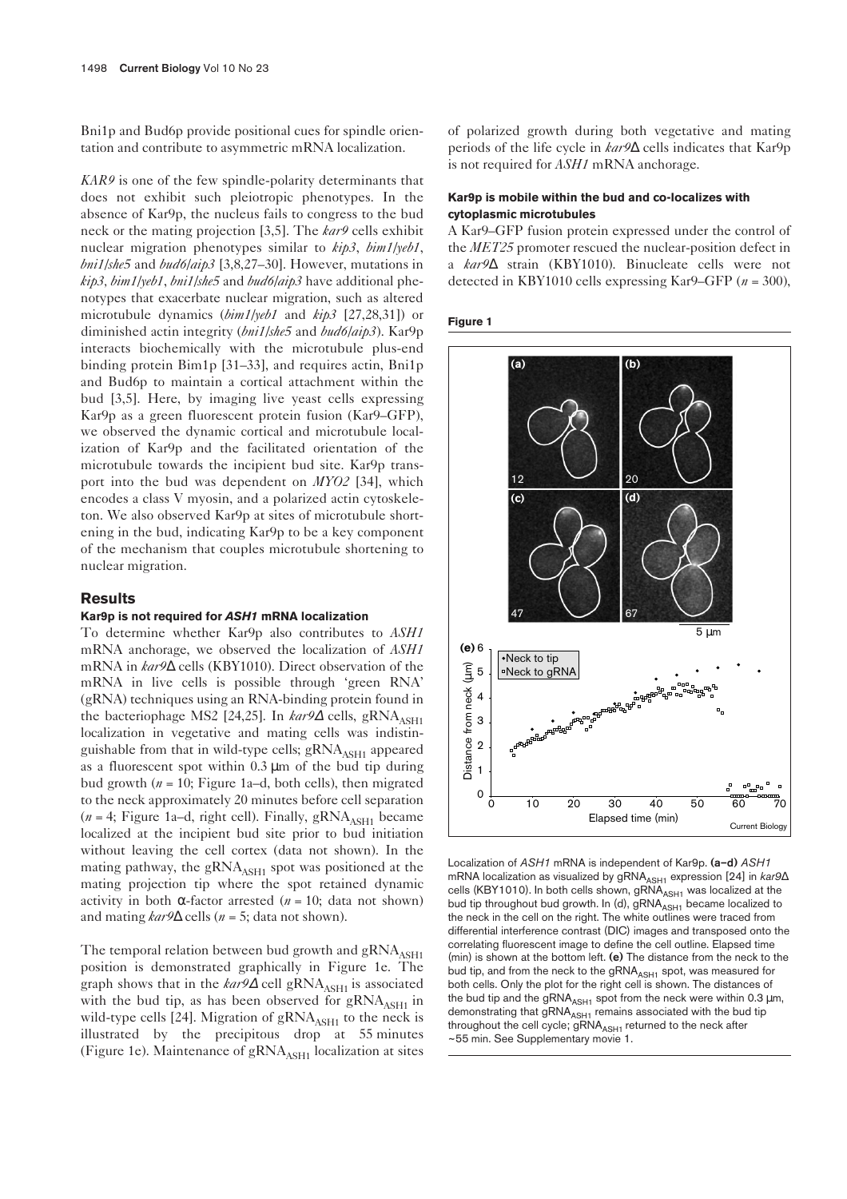Bni1p and Bud6p provide positional cues for spindle orientation and contribute to asymmetric mRNA localization.

*KAR9* is one of the few spindle-polarity determinants that does not exhibit such pleiotropic phenotypes. In the absence of Kar9p, the nucleus fails to congress to the bud neck or the mating projection [3,5]. The *kar9* cells exhibit nuclear migration phenotypes similar to *kip3*, *bim1/yeb1*, *bni1/she5* and *bud6/aip3* [3,8,27–30]. However, mutations in *kip3*, *bim1/yeb1*, *bni1/she5* and *bud6/aip3* have additional phenotypes that exacerbate nuclear migration, such as altered microtubule dynamics (*bim1/yeb1* and *kip3* [27,28,31]) or diminished actin integrity (*bni1/she5* and *bud6/aip3*). Kar9p interacts biochemically with the microtubule plus-end binding protein Bim1p [31–33], and requires actin, Bni1p and Bud6p to maintain a cortical attachment within the bud [3,5]. Here, by imaging live yeast cells expressing Kar9p as a green fluorescent protein fusion (Kar9–GFP), we observed the dynamic cortical and microtubule localization of Kar9p and the facilitated orientation of the microtubule towards the incipient bud site. Kar9p transport into the bud was dependent on *MYO2* [34], which encodes a class V myosin, and a polarized actin cytoskeleton. We also observed Kar9p at sites of microtubule shortening in the bud, indicating Kar9p to be a key component of the mechanism that couples microtubule shortening to nuclear migration.

## Results

### Kar9p is not required for *ASH1* mRNA localization

To determine whether Kar9p also contributes to *ASH1* mRNA anchorage, we observed the localization of *ASH1* mRNA in *kar9*Δ cells (KBY1010). Direct observation of the mRNA in live cells is possible through 'green RNA' (gRNA) techniques using an RNA-binding protein found in the bacteriophage MS2 [24,25]. In *kar9*Δ cells, $gRNA_{ASH1}$ localization in vegetative and mating cells was indistinguishable from that in wild-type cells; $gRNA_{ASH1}$ appeared as a fluorescent spot within 0.3 μm of the bud tip during bud growth ($n = 10$; Figure 1a–d, both cells), then migrated to the neck approximately 20 minutes before cell separation ($n = 4$; Figure 1a–d, right cell). Finally, $gRNA_{ASH1}$ became localized at the incipient bud site prior to bud initiation without leaving the cell cortex (data not shown). In the mating pathway, the $gRNA_{ASH1}$ spot was positioned at the mating projection tip where the spot retained dynamic activity in both α-factor arrested ($n = 10$; data not shown) and mating *kar9*Δ cells ($n = 5$; data not shown).

The temporal relation between bud growth and $gRNA_{ASH1}$ position is demonstrated graphically in Figure 1e. The graph shows that in the *kar9*Δ cell $gRNA_{ASH1}$ is associated with the bud tip, as has been observed for $gRNA_{ASH1}$ in wild-type cells [24]. Migration of $gRNA_{ASH1}$ to the neck is illustrated by the precipitous drop at 55 minutes (Figure 1e). Maintenance of $gRNA_{ASH1}$ localization at sites of polarized growth during both vegetative and mating periods of the life cycle in *kar9*Δ cells indicates that Kar9p is not required for *ASH1* mRNA anchorage.

### Kar9p is mobile within the bud and co-localizes with cytoplasmic microtubules

A Kar9–GFP fusion protein expressed under the control of the *MET25* promoter rescued the nuclear-position defect in a *kar9*Δ strain (KBY1010). Binucleate cells were not detected in KBY1010 cells expressing Kar9–GFP ($n = 300$),

**Figure 1**

Localization of *ASH1* mRNA is independent of Kar9p. **(a–d)** *ASH1* mRNA localization as visualized by $gRNA_{ASH1}$ expression [24] in *kar9*Δ cells (KBY1010). In both cells shown, $gRNA_{ASH1}$ was localized at the bud tip throughout bud growth. In (d), $gRNA_{ASH1}$ became localized to the neck in the cell on the right. The white outlines were traced from differential interference contrast (DIC) images and transposed onto the correlating fluorescent image to define the cell outline. Elapsed time (min) is shown at the bottom left. **(e)** The distance from the neck to the bud tip, and from the neck to the $gRNA_{ASH1}$ spot, was measured for both cells. Only the plot for the right cell is shown. The distances of the bud tip and the $gRNA_{ASH1}$ spot from the neck were within 0.3 μm, demonstrating that $gRNA_{ASH1}$ remains associated with the bud tip throughout the cell cycle; $gRNA_{ASH1}$ returned to the neck after ~55 min. See Supplementary movie 1.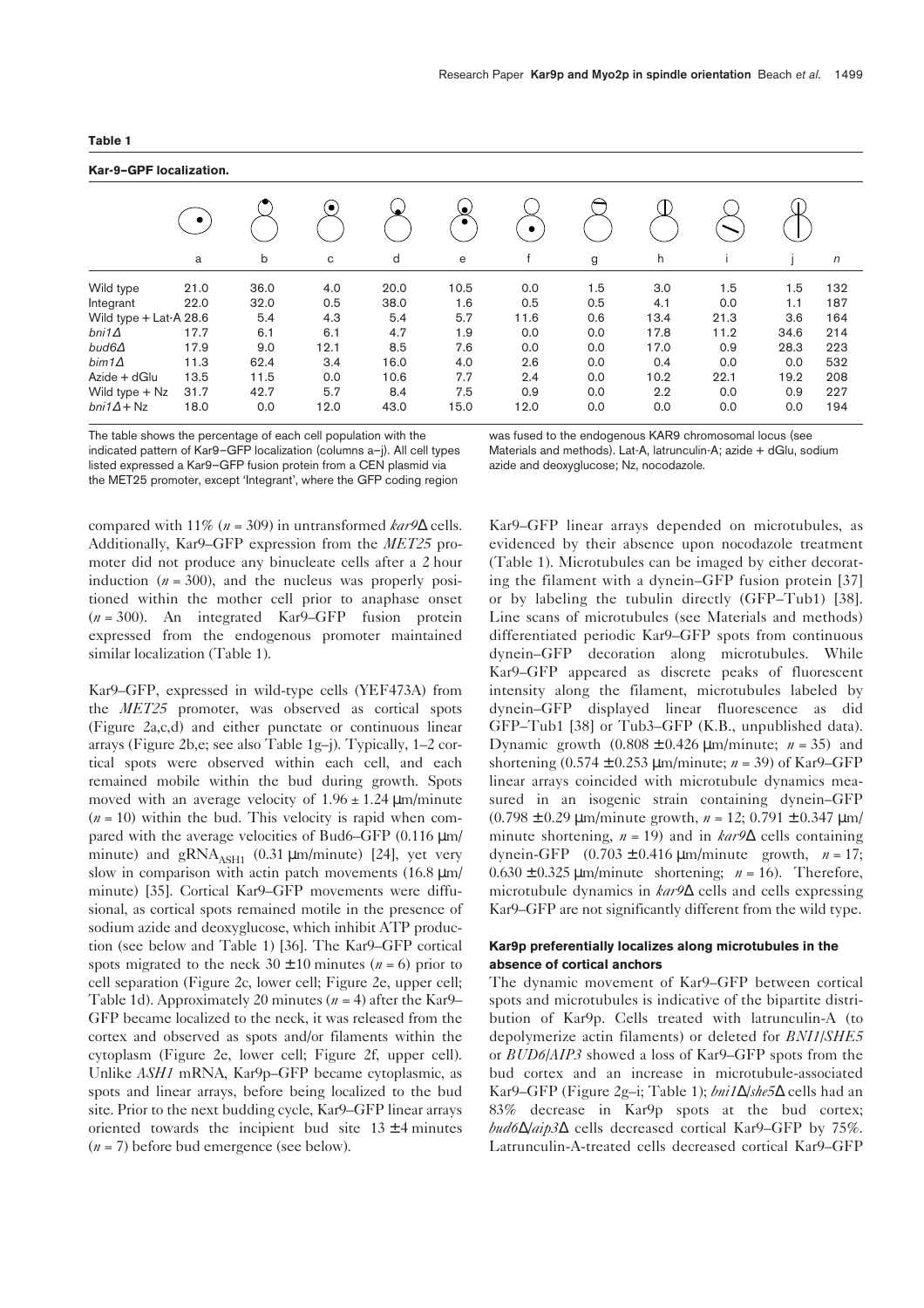**Table 1**

**Kar-9–GPF localization.**

| | a | b | c | d | e | f | g | h | i | j | *n* |
|---|---|---|---|---|---|---|---|---|---|---|---|
| Wild type | 21.0 | 36.0 | 4.0 | 20.0 | 10.5 | 0.0 | 1.5 | 3.0 | 1.5 | 1.5 | 132 |
| Integrant | 22.0 | 32.0 | 0.5 | 38.0 | 1.6 | 0.5 | 0.5 | 4.1 | 0.0 | 1.1 | 187 |
| Wild type + Lat-A | 28.6 | 5.4 | 4.3 | 5.4 | 5.7 | 11.6 | 0.6 | 13.4 | 21.3 | 3.6 | 164 |
| *bni1Δ* | 17.7 | 6.1 | 6.1 | 4.7 | 1.9 | 0.0 | 0.0 | 17.8 | 11.2 | 34.6 | 214 |
| *bud6Δ* | 17.9 | 9.0 | 12.1 | 8.5 | 7.6 | 0.0 | 0.0 | 17.0 | 0.9 | 28.3 | 223 |
| *bim1Δ* | 11.3 | 62.4 | 3.4 | 16.0 | 4.0 | 2.6 | 0.0 | 0.4 | 0.0 | 0.0 | 532 |
| Azide + dGlu | 13.5 | 11.5 | 0.0 | 10.6 | 7.7 | 2.4 | 0.0 | 10.2 | 22.1 | 19.2 | 208 |
| Wild type + Nz | 31.7 | 42.7 | 5.7 | 8.4 | 7.5 | 0.9 | 0.0 | 2.2 | 0.0 | 0.9 | 227 |
| *bni1Δ* + Nz | 18.0 | 0.0 | 12.0 | 43.0 | 15.0 | 12.0 | 0.0 | 0.0 | 0.0 | 0.0 | 194 |

The table shows the percentage of each cell population with the indicated pattern of Kar9–GFP localization (columns a–j). All cell types listed expressed a Kar9–GFP fusion protein from a CEN plasmid via the MET25 promoter, except 'Integrant', where the GFP coding region was fused to the endogenous KAR9 chromosomal locus (see Materials and methods). Lat-A, latrunculin-A; azide + dGlu, sodium azide and deoxyglucose; Nz, nocodazole.

compared with 11% ($n = 309$) in untransformed *kar9Δ* cells. Additionally, Kar9–GFP expression from the *MET25* promoter did not produce any binucleate cells after a 2 hour induction ($n = 300$), and the nucleus was properly positioned within the mother cell prior to anaphase onset ($n = 300$). An integrated Kar9–GFP fusion protein expressed from the endogenous promoter maintained similar localization (Table 1).

Kar9–GFP, expressed in wild-type cells (YEF473A) from the *MET25* promoter, was observed as cortical spots (Figure 2a,c,d) and either punctate or continuous linear arrays (Figure 2b,e; see also Table 1g–j). Typically, 1–2 cortical spots were observed within each cell, and each remained mobile within the bud during growth. Spots moved with an average velocity of $1.96 \pm 1.24$ μm/minute ($n = 10$) within the bud. This velocity is rapid when compared with the average velocities of Bud6–GFP (0.116 μm/minute) and $gRNA_{ASH1}$ (0.31 μm/minute) [24], yet very slow in comparison with actin patch movements (16.8 μm/minute) [35]. Cortical Kar9–GFP movements were diffusional, as cortical spots remained motile in the presence of sodium azide and deoxyglucose, which inhibit ATP production (see below and Table 1) [36]. The Kar9–GFP cortical spots migrated to the neck $30 \pm 10$ minutes ($n = 6$) prior to cell separation (Figure 2c, lower cell; Figure 2e, upper cell; Table 1d). Approximately 20 minutes ($n = 4$) after the Kar9–GFP became localized to the neck, it was released from the cortex and observed as spots and/or filaments within the cytoplasm (Figure 2e, lower cell; Figure 2f, upper cell). Unlike *ASH1* mRNA, Kar9p–GFP became cytoplasmic, as spots and linear arrays, before being localized to the bud site. Prior to the next budding cycle, Kar9–GFP linear arrays oriented towards the incipient bud site $13 \pm 4$ minutes ($n = 7$) before bud emergence (see below).

Kar9–GFP linear arrays depended on microtubules, as evidenced by their absence upon nocodazole treatment (Table 1). Microtubules can be imaged by either decorating the filament with a dynein–GFP fusion protein [37] or by labeling the tubulin directly (GFP–Tub1) [38]. Line scans of microtubules (see Materials and methods) differentiated periodic Kar9–GFP spots from continuous dynein–GFP decoration along microtubules. While Kar9–GFP appeared as discrete peaks of fluorescent intensity along the filament, microtubules labeled by dynein–GFP displayed linear fluorescence as did GFP–Tub1 [38] or Tub3–GFP (K.B., unpublished data). Dynamic growth ($0.808 \pm 0.426$ μm/minute; $n = 35$) and shortening ($0.574 \pm 0.253$ μm/minute; $n = 39$) of Kar9–GFP linear arrays coincided with microtubule dynamics measured in an isogenic strain containing dynein–GFP ($0.798 \pm 0.29$ μm/minute growth, $n = 12$; $0.791 \pm 0.347$ μm/minute shortening, $n = 19$) and in *kar9Δ* cells containing dynein-GFP ($0.703 \pm 0.416$ μm/minute growth, $n = 17$; $0.630 \pm 0.325$ μm/minute shortening; $n = 16$). Therefore, microtubule dynamics in *kar9Δ* cells and cells expressing Kar9–GFP are not significantly different from the wild type.

### Kar9p preferentially localizes along microtubules in the absence of cortical anchors

The dynamic movement of Kar9–GFP between cortical spots and microtubules is indicative of the bipartite distribution of Kar9p. Cells treated with latrunculin-A (to depolymerize actin filaments) or deleted for *BNI1/SHE5* or *BUD6/AIP3* showed a loss of Kar9–GFP spots from the bud cortex and an increase in microtubule-associated Kar9–GFP (Figure 2g–i; Table 1); *bni1Δ/she5Δ* cells had an 83% decrease in Kar9p spots at the bud cortex; *bud6Δ/aip3Δ* cells decreased cortical Kar9–GFP by 75%. Latrunculin-A-treated cells decreased cortical Kar9–GFP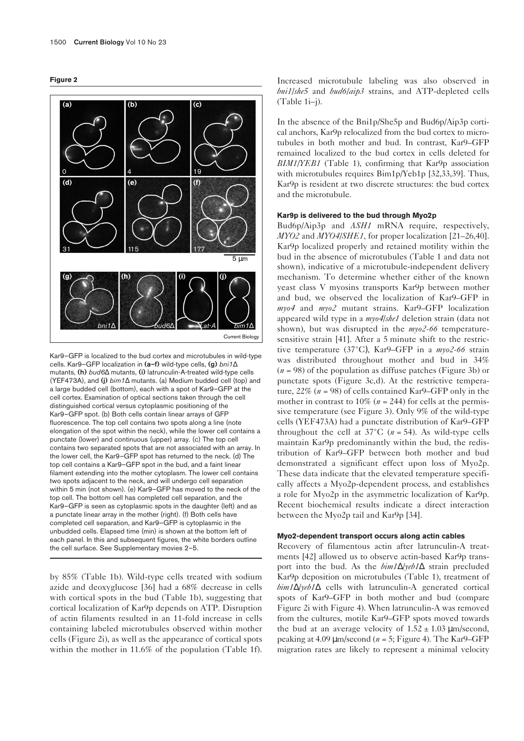**Figure 2**

Kar9–GFP is localized to the bud cortex and microtubules in wild-type cells. Kar9–GFP localization in **(a–f)** wild-type cells, **(g)** *bni1*Δ mutants, **(h)** *bud6*Δ mutants, **(i)** latrunculin-A-treated wild-type cells (YEF473A), and **(j)** *bim1*Δ mutants. (a) Medium budded cell (top) and a large budded cell (bottom), each with a spot of Kar9–GFP at the cell cortex. Examination of optical sections taken through the cell distinguished cortical versus cytoplasmic positioning of the Kar9–GFP spot. (b) Both cells contain linear arrays of GFP fluorescence. The top cell contains two spots along a line (note elongation of the spot within the neck), while the lower cell contains a punctate (lower) and continuous (upper) array. (c) The top cell contains two separated spots that are not associated with an array. In the lower cell, the Kar9–GFP spot has returned to the neck. (d) The top cell contains a Kar9–GFP spot in the bud, and a faint linear filament extending into the mother cytoplasm. The lower cell contains two spots adjacent to the neck, and will undergo cell separation within 5 min (not shown). (e) Kar9–GFP has moved to the neck of the top cell. The bottom cell has completed cell separation, and the Kar9–GFP is seen as cytoplasmic spots in the daughter (left) and as a punctate linear array in the mother (right). (f) Both cells have completed cell separation, and Kar9–GFP is cytoplasmic in the unbudded cells. Elapsed time (min) is shown at the bottom left of each panel. In this and subsequent figures, the white borders outline the cell surface. See Supplementary movies 2–5.

by 85% (Table 1b). Wild-type cells treated with sodium azide and deoxyglucose [36] had a 68% decrease in cells with cortical spots in the bud (Table 1b), suggesting that cortical localization of Kar9p depends on ATP. Disruption of actin filaments resulted in an 11-fold increase in cells containing labeled microtubules observed within mother cells (Figure 2i), as well as the appearance of cortical spots within the mother in 11.6% of the population (Table 1f). Increased microtubule labeling was also observed in *bni1/she5* and *bud6/aip3* strains, and ATP-depleted cells (Table 1i–j).

In the absence of the Bni1p/She5p and Bud6p/Aip3p cortical anchors, Kar9p relocalized from the bud cortex to microtubules in both mother and bud. In contrast, Kar9–GFP remained localized to the bud cortex in cells deleted for *BIM1/YEB1* (Table 1), confirming that Kar9p association with microtubules requires Bim1p/Yeb1p [32,33,39]. Thus, Kar9p is resident at two discrete structures: the bud cortex and the microtubule.

### Kar9p is delivered to the bud through Myo2p

Bud6p/Aip3p and *ASH1* mRNA require, respectively, *MYO2* and *MYO4/SHE1*, for proper localization [21–26,40]. Kar9p localized properly and retained motility within the bud in the absence of microtubules (Table 1 and data not shown), indicative of a microtubule-independent delivery mechanism. To determine whether either of the known yeast class V myosins transports Kar9p between mother and bud, we observed the localization of Kar9–GFP in *myo4* and *myo2* mutant strains. Kar9–GFP localization appeared wild type in a *myo4/she1* deletion strain (data not shown), but was disrupted in the *myo2-66* temperature-sensitive strain [41]. After a 5 minute shift to the restrictive temperature (37°C), Kar9–GFP in a *myo2-66* strain was distributed throughout mother and bud in 34% ($n = 98$) of the population as diffuse patches (Figure 3b) or punctate spots (Figure 3c,d). At the restrictive temperature, 22% ($n = 98$) of cells contained Kar9–GFP only in the mother in contrast to 10% ($n = 244$) for cells at the permissive temperature (see Figure 3). Only 9% of the wild-type cells (YEF473A) had a punctate distribution of Kar9–GFP throughout the cell at 37°C ($n = 54$). As wild-type cells maintain Kar9p predominantly within the bud, the redistribution of Kar9–GFP between both mother and bud demonstrated a significant effect upon loss of Myo2p. These data indicate that the elevated temperature specifically affects a Myo2p-dependent process, and establishes a role for Myo2p in the asymmetric localization of Kar9p. Recent biochemical results indicate a direct interaction between the Myo2p tail and Kar9p [34].

### Myo2-dependent transport occurs along actin cables

Recovery of filamentous actin after latrunculin-A treatments [42] allowed us to observe actin-based Kar9p transport into the bud. As the *bim1*Δ*/yeb1*Δ strain precluded Kar9p deposition on microtubules (Table 1), treatment of *bim1*Δ*/yeb1*Δ cells with latrunculin-A generated cortical spots of Kar9–GFP in both mother and bud (compare Figure 2i with Figure 4). When latrunculin-A was removed from the cultures, motile Kar9–GFP spots moved towards the bud at an average velocity of $1.52 \pm 1.03$ μm/second, peaking at 4.09 μm/second ($n = 5$; Figure 4). The Kar9–GFP migration rates are likely to represent a minimal velocity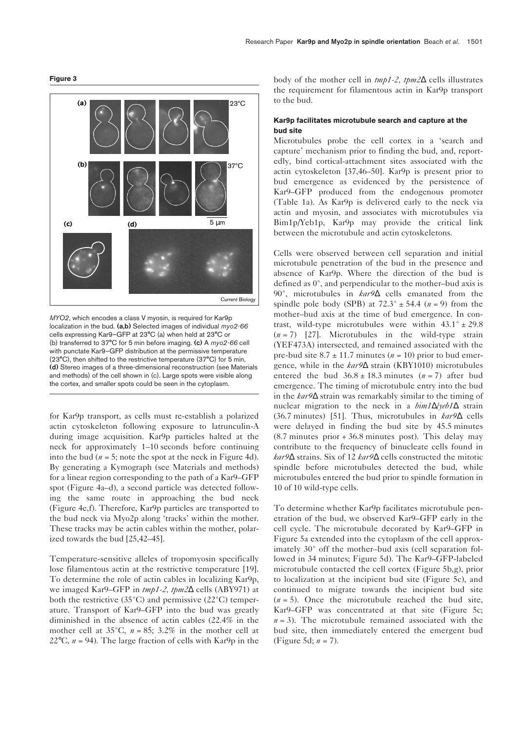**Figure 3**

*MYO2*, which encodes a class V myosin, is required for Kar9p localization in the bud. **(a,b)** Selected images of individual *myo2-66* cells expressing Kar9–GFP at 23°C (a) when held at 23°C or (b) transferred to 37°C for 5 min before imaging. **(c)** A *myo2-66* cell with punctate Kar9–GFP distribution at the permissive temperature (23°C), then shifted to the restrictive temperature (37°C) for 5 min. **(d)** Stereo images of a three-dimensional reconstruction (see Materials and methods) of the cell shown in (c). Large spots were visible along the cortex, and smaller spots could be seen in the cytoplasm.

for Kar9p transport, as cells must re-establish a polarized actin cytoskeleton following exposure to latrunculin-A during image acquisition. Kar9p particles halted at the neck for approximately 1–10 seconds before continuing into the bud ($n$ = 5; note the spot at the neck in Figure 4d). By generating a Kymograph (see Materials and methods) for a linear region corresponding to the path of a Kar9–GFP spot (Figure 4a–d), a second particle was detected following the same route in approaching the bud neck (Figure 4e,f). Therefore, Kar9p particles are transported to the bud neck via Myo2p along 'tracks' within the mother. These tracks may be actin cables within the mother, polarized towards the bud [25,42–45].

Temperature-sensitive alleles of tropomyosin specifically lose filamentous actin at the restrictive temperature [19]. To determine the role of actin cables in localizing Kar9p, we imaged Kar9–GFP in *tmp1-2, tpm2Δ* cells (ABY971) at both the restrictive (35°C) and permissive (22°C) temperature. Transport of Kar9–GFP into the bud was greatly diminished in the absence of actin cables (22.4% in the mother cell at 35°C, $n$ = 85; 3.2% in the mother cell at 22°C, $n$ = 94). The large fraction of cells with Kar9p in the body of the mother cell in *tmp1-2, tpm2Δ* cells illustrates the requirement for filamentous actin in Kar9p transport to the bud.

### Kar9p facilitates microtubule search and capture at the bud site

Microtubules probe the cell cortex in a 'search and capture' mechanism prior to finding the bud, and, reportedly, bind cortical-attachment sites associated with the actin cytoskeleton [37,46–50]. Kar9p is present prior to bud emergence as evidenced by the persistence of Kar9–GFP produced from the endogenous promoter (Table 1a). As Kar9p is delivered early to the neck via actin and myosin, and associates with microtubules via Bim1p/Yeb1p, Kar9p may provide the critical link between the microtubule and actin cytoskeletons.

Cells were observed between cell separation and initial microtubule penetration of the bud in the presence and absence of Kar9p. Where the direction of the bud is defined as 0°, and perpendicular to the mother–bud axis is 90°, microtubules in *kar9Δ* cells emanated from the spindle pole body (SPB) at 72.3° ± 54.4 ($n$ = 9) from the mother–bud axis at the time of bud emergence. In contrast, wild-type microtubules were within 43.1° ± 29.8 ($n$ = 7) [27]. Microtubules in the wild-type strain (YEF473A) intersected, and remained associated with the pre-bud site 8.7 ± 11.7 minutes ($n$ = 10) prior to bud emergence, while in the *kar9Δ* strain (KBY1010) microtubules entered the bud 36.8 ± 18.3 minutes ($n$ = 7) after bud emergence. The timing of microtubule entry into the bud in the *kar9Δ* strain was remarkably similar to the timing of nuclear migration to the neck in a *bim1Δ/yeb1Δ* strain (36.7 minutes) [51]. Thus, microtubules in *kar9Δ* cells were delayed in finding the bud site by 45.5 minutes (8.7 minutes prior + 36.8 minutes post). This delay may contribute to the frequency of binucleate cells found in *kar9Δ* strains. Six of 12 *kar9Δ* cells constructed the mitotic spindle before microtubules detected the bud, while microtubules entered the bud prior to spindle formation in 10 of 10 wild-type cells.

To determine whether Kar9p facilitates microtubule penetration of the bud, we observed Kar9–GFP early in the cell cycle. The microtubule decorated by Kar9–GFP in Figure 5a extended into the cytoplasm of the cell approximately 30° off the mother–bud axis (cell separation followed in 34 minutes; Figure 5d). The Kar9–GFP-labeled microtubule contacted the cell cortex (Figure 5b,g), prior to localization at the incipient bud site (Figure 5c), and continued to migrate towards the incipient bud site ($n$ = 5). Once the microtubule reached the bud site, Kar9–GFP was concentrated at that site (Figure 5c; $n$ = 3). The microtubule remained associated with the bud site, then immediately entered the emergent bud (Figure 5d; $n$ = 7).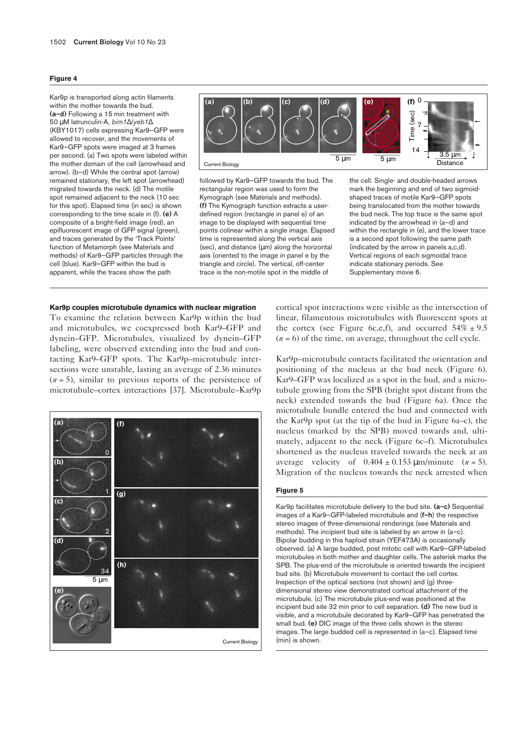**Figure 4**

Kar9p is transported along actin filaments within the mother towards the bud. **(a–d)** Following a 15 min treatment with 50 μM latrunculin-A, *bim1Δ/yeb1Δ* (KBY1017) cells expressing Kar9–GFP were allowed to recover, and the movements of Kar9–GFP spots were imaged at 3 frames per second. (a) Two spots were labeled within the mother domain of the cell (arrowhead and arrow). (b–d) While the central spot (arrow) remained stationary, the left spot (arrowhead) migrated towards the neck. (d) The motile spot remained adjacent to the neck (10 sec for this spot). Elapsed time (in sec) is shown corresponding to the time scale in (f). **(e)** A composite of a bright-field image (red), an epifluorescent image of GFP signal (green), and traces generated by the 'Track Points' function of Metamorph (see Materials and methods) of Kar9–GFP particles through the cell (blue). Kar9–GFP within the bud is apparent, while the traces show the path followed by Kar9–GFP towards the bud. The rectangular region was used to form the Kymograph (see Materials and methods). **(f)** The Kymograph function extracts a user-defined region (rectangle in panel e) of an image to be displayed with sequential time points colinear within a single image. Elapsed time is represented along the vertical axis (sec), and distance (μm) along the horizontal axis (oriented to the image in panel e by the triangle and circle). The vertical, off-center trace is the non-motile spot in the middle of the cell. Single- and double-headed arrows mark the beginning and end of two sigmoid-shaped traces of motile Kar9–GFP spots being translocated from the mother towards the bud neck. The top trace is the same spot indicated by the arrowhead in (a–d) and within the rectangle in (e), and the lower trace is a second spot following the same path (indicated by the arrow in panels a,c,d). Vertical regions of each sigmoidal trace indicate stationary periods. See Supplementary movie 6.

### Kar9p couples microtubule dynamics with nuclear migration

To examine the relation between Kar9p within the bud and microtubules, we coexpressed both Kar9–GFP and dynein–GFP. Microtubules, visualized by dynein–GFP labeling, were observed extending into the bud and contacting Kar9–GFP spots. The Kar9p–microtubule intersections were unstable, lasting an average of 2.36 minutes ($n = 5$), similar to previous reports of the persistence of microtubule–cortex interactions [37]. Microtubule–Kar9p cortical spot interactions were visible as the intersection of linear, filamentous microtubules with fluorescent spots at the cortex (see Figure 6c,e,f), and occurred $54\% \pm 9.5$ ($n = 6$) of the time, on average, throughout the cell cycle.

Kar9p–microtubule contacts facilitated the orientation and positioning of the nucleus at the bud neck (Figure 6). Kar9–GFP was localized as a spot in the bud, and a microtubule growing from the SPB (bright spot distant from the neck) extended towards the bud (Figure 6a). Once the microtubule bundle entered the bud and connected with the Kar9p spot (at the tip of the bud in Figure 6a–c), the nucleus (marked by the SPB) moved towards and, ultimately, adjacent to the neck (Figure 6c–f). Microtubules shortened as the nucleus traveled towards the neck at an average velocity of $0.404 \pm 0.153$ μm/minute ($n = 5$). Migration of the nucleus towards the neck arrested when

**Figure 5**

Kar9p facilitates microtubule delivery to the bud site. **(a–c)** Sequential images of a Kar9–GFP-labeled microtubule and (**f–h**) the respective stereo images of three-dimensional renderings (see Materials and methods). The incipient bud site is labeled by an arrow in (a–c). Bipolar budding in this haploid strain (YEF473A) is occasionally observed. (a) A large budded, post mitotic cell with Kar9–GFP-labeled microtubules in both mother and daughter cells. The asterisk marks the SPB. The plus-end of the microtubule is oriented towards the incipient bud site. (b) Microtubule movement to contact the cell cortex. Inspection of the optical sections (not shown) and (g) three-dimensional stereo view demonstrated cortical attachment of the microtubule. (c) The microtubule plus-end was positioned at the incipient bud site 32 min prior to cell separation. **(d)** The new bud is visible, and a microtubule decorated by Kar9–GFP has penetrated the small bud. **(e)** DIC image of the three cells shown in the stereo images. The large budded cell is represented in (a–c). Elapsed time (min) is shown.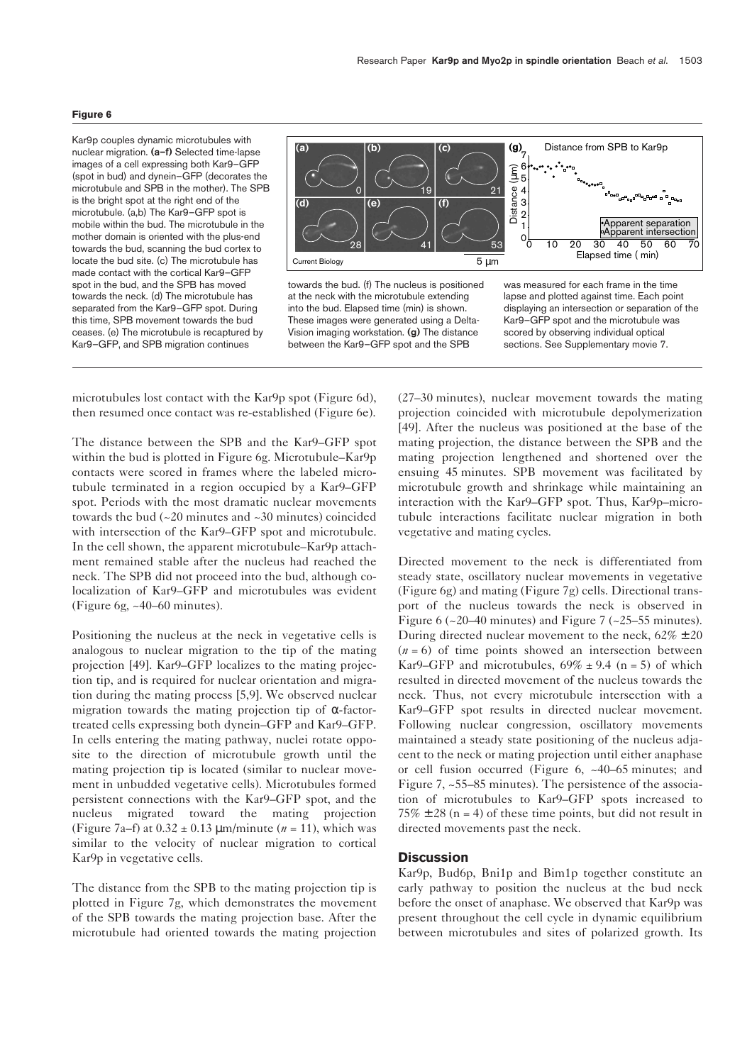**Figure 6**

Kar9p couples dynamic microtubules with nuclear migration. **(a–f)** Selected time-lapse images of a cell expressing both Kar9–GFP (spot in bud) and dynein–GFP (decorates the microtubule and SPB in the mother). The SPB is the bright spot at the right end of the microtubule. (a,b) The Kar9–GFP spot is mobile within the bud. The microtubule in the mother domain is oriented with the plus-end towards the bud, scanning the bud cortex to locate the bud site. (c) The microtubule has made contact with the cortical Kar9–GFP spot in the bud, and the SPB has moved towards the neck. (d) The microtubule has separated from the Kar9–GFP spot. During this time, SPB movement towards the bud ceases. (e) The microtubule is recaptured by Kar9–GFP, and SPB migration continues towards the bud. (f) The nucleus is positioned at the neck with the microtubule extending into the bud. Elapsed time (min) is shown. These images were generated using a Delta-Vision imaging workstation. **(g)** The distance between the Kar9–GFP spot and the SPB was measured for each frame in the time lapse and plotted against time. Each point displaying an intersection or separation of the Kar9–GFP spot and the microtubule was scored by observing individual optical sections. See Supplementary movie 7.

microtubules lost contact with the Kar9p spot (Figure 6d), then resumed once contact was re-established (Figure 6e).

The distance between the SPB and the Kar9–GFP spot within the bud is plotted in Figure 6g. Microtubule–Kar9p contacts were scored in frames where the labeled microtubule terminated in a region occupied by a Kar9–GFP spot. Periods with the most dramatic nuclear movements towards the bud (~20 minutes and ~30 minutes) coincided with intersection of the Kar9–GFP spot and microtubule. In the cell shown, the apparent microtubule–Kar9p attachment remained stable after the nucleus had reached the neck. The SPB did not proceed into the bud, although co-localization of Kar9–GFP and microtubules was evident (Figure 6g, ~40–60 minutes).

Positioning the nucleus at the neck in vegetative cells is analogous to nuclear migration to the tip of the mating projection [49]. Kar9–GFP localizes to the mating projection tip, and is required for nuclear orientation and migration during the mating process [5,9]. We observed nuclear migration towards the mating projection tip of α-factor-treated cells expressing both dynein–GFP and Kar9–GFP. In cells entering the mating pathway, nuclei rotate opposite to the direction of microtubule growth until the mating projection tip is located (similar to nuclear movement in unbudded vegetative cells). Microtubules formed persistent connections with the Kar9–GFP spot, and the nucleus migrated toward the mating projection (Figure 7a–f) at $0.32 \pm 0.13$ μm/minute ($n = 11$), which was similar to the velocity of nuclear migration to cortical Kar9p in vegetative cells.

The distance from the SPB to the mating projection tip is plotted in Figure 7g, which demonstrates the movement of the SPB towards the mating projection base. After the microtubule had oriented towards the mating projection (27–30 minutes), nuclear movement towards the mating projection coincided with microtubule depolymerization [49]. After the nucleus was positioned at the base of the mating projection, the distance between the SPB and the mating projection lengthened and shortened over the ensuing 45 minutes. SPB movement was facilitated by microtubule growth and shrinkage while maintaining an interaction with the Kar9–GFP spot. Thus, Kar9p–microtubule interactions facilitate nuclear migration in both vegetative and mating cycles.

Directed movement to the neck is differentiated from steady state, oscillatory nuclear movements in vegetative (Figure 6g) and mating (Figure 7g) cells. Directional transport of the nucleus towards the neck is observed in Figure 6 (~20–40 minutes) and Figure 7 (~25–55 minutes). During directed nuclear movement to the neck, $62\% \pm 20$ ($n = 6$) of time points showed an intersection between Kar9–GFP and microtubules, $69\% \pm 9.4$ ($n = 5$) of which resulted in directed movement of the nucleus towards the neck. Thus, not every microtubule intersection with a Kar9–GFP spot results in directed nuclear movement. Following nuclear congression, oscillatory movements maintained a steady state positioning of the nucleus adjacent to the neck or mating projection until either anaphase or cell fusion occurred (Figure 6, ~40–65 minutes; and Figure 7, ~55–85 minutes). The persistence of the association of microtubules to Kar9–GFP spots increased to $75\% \pm 28$ ($n = 4$) of these time points, but did not result in directed movements past the neck.

## Discussion

Kar9p, Bud6p, Bni1p and Bim1p together constitute an early pathway to position the nucleus at the bud neck before the onset of anaphase. We observed that Kar9p was present throughout the cell cycle in dynamic equilibrium between microtubules and sites of polarized growth. Its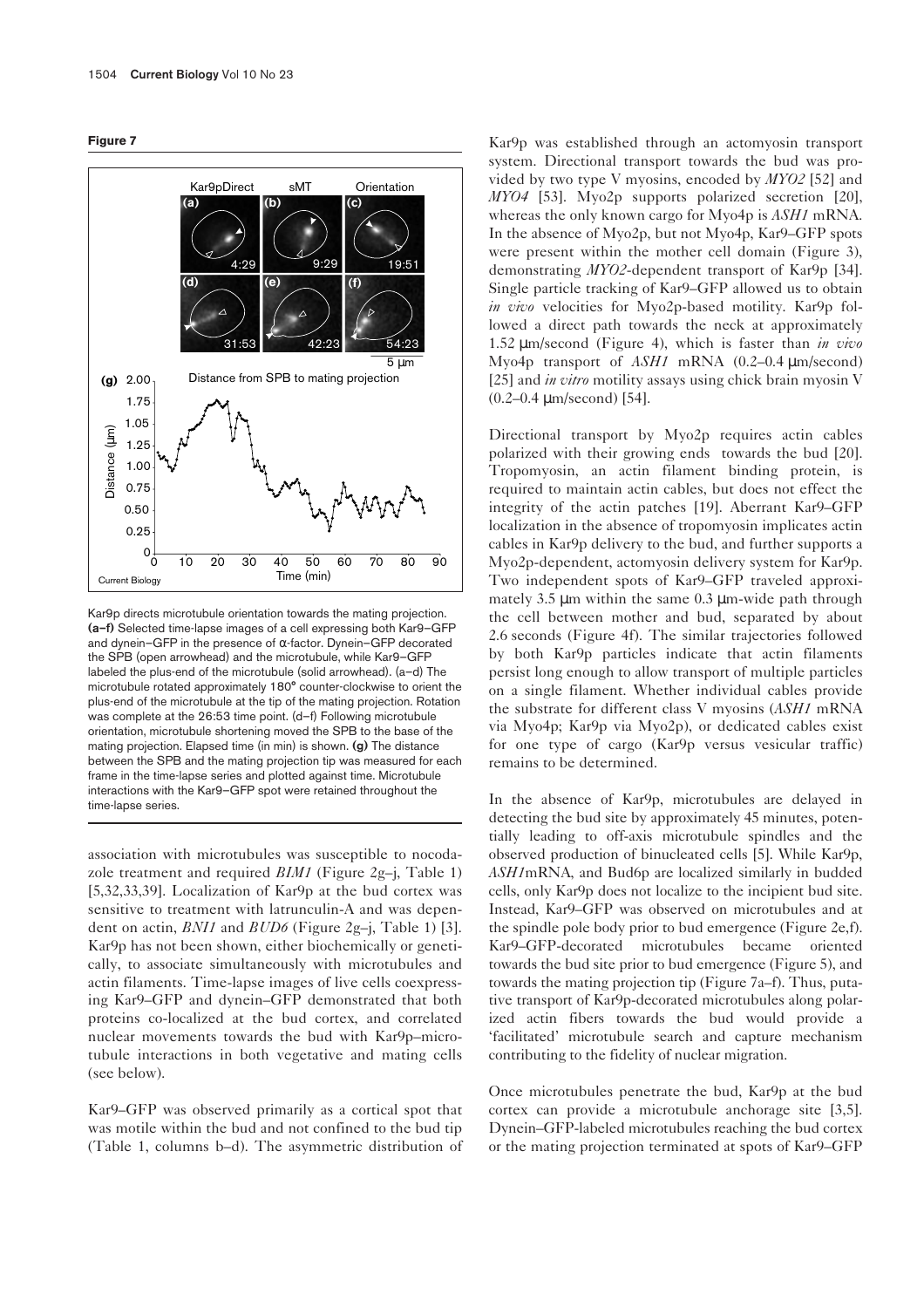**Figure 7**

Kar9p directs microtubule orientation towards the mating projection. **(a–f)** Selected time-lapse images of a cell expressing both Kar9–GFP and dynein–GFP in the presence of α-factor. Dynein–GFP decorated the SPB (open arrowhead) and the microtubule, while Kar9–GFP labeled the plus-end of the microtubule (solid arrowhead). (a–d) The microtubule rotated approximately 180° counter-clockwise to orient the plus-end of the microtubule at the tip of the mating projection. Rotation was complete at the 26:53 time point. (d–f) Following microtubule orientation, microtubule shortening moved the SPB to the base of the mating projection. Elapsed time (in min) is shown. **(g)** The distance between the SPB and the mating projection tip was measured for each frame in the time-lapse series and plotted against time. Microtubule interactions with the Kar9–GFP spot were retained throughout the time-lapse series.

association with microtubules was susceptible to nocodazole treatment and required *BIM1* (Figure 2g–j, Table 1) [5,32,33,39]. Localization of Kar9p at the bud cortex was sensitive to treatment with latrunculin-A and was dependent on actin, *BNI1* and *BUD6* (Figure 2g–j, Table 1) [3]. Kar9p has not been shown, either biochemically or genetically, to associate simultaneously with microtubules and actin filaments. Time-lapse images of live cells coexpressing Kar9–GFP and dynein–GFP demonstrated that both proteins co-localized at the bud cortex, and correlated nuclear movements towards the bud with Kar9p–microtubule interactions in both vegetative and mating cells (see below).

Kar9–GFP was observed primarily as a cortical spot that was motile within the bud and not confined to the bud tip (Table 1, columns b–d). The asymmetric distribution of Kar9p was established through an actomyosin transport system. Directional transport towards the bud was provided by two type V myosins, encoded by *MYO2* [52] and *MYO4* [53]. Myo2p supports polarized secretion [20], whereas the only known cargo for Myo4p is *ASH1* mRNA. In the absence of Myo2p, but not Myo4p, Kar9–GFP spots were present within the mother cell domain (Figure 3), demonstrating *MYO2*-dependent transport of Kar9p [34]. Single particle tracking of Kar9–GFP allowed us to obtain *in vivo* velocities for Myo2p-based motility. Kar9p followed a direct path towards the neck at approximately 1.52 μm/second (Figure 4), which is faster than *in vivo* Myo4p transport of *ASH1* mRNA (0.2–0.4 μm/second) [25] and *in vitro* motility assays using chick brain myosin V (0.2–0.4 μm/second) [54].

Directional transport by Myo2p requires actin cables polarized with their growing ends towards the bud [20]. Tropomyosin, an actin filament binding protein, is required to maintain actin cables, but does not effect the integrity of the actin patches [19]. Aberrant Kar9–GFP localization in the absence of tropomyosin implicates actin cables in Kar9p delivery to the bud, and further supports a Myo2p-dependent, actomyosin delivery system for Kar9p. Two independent spots of Kar9–GFP traveled approximately 3.5 μm within the same 0.3 μm-wide path through the cell between mother and bud, separated by about 2.6 seconds (Figure 4f). The similar trajectories followed by both Kar9p particles indicate that actin filaments persist long enough to allow transport of multiple particles on a single filament. Whether individual cables provide the substrate for different class V myosins (*ASH1* mRNA via Myo4p; Kar9p via Myo2p), or dedicated cables exist for one type of cargo (Kar9p versus vesicular traffic) remains to be determined.

In the absence of Kar9p, microtubules are delayed in detecting the bud site by approximately 45 minutes, potentially leading to off-axis microtubule spindles and the observed production of binucleated cells [5]. While Kar9p, *ASH1*mRNA, and Bud6p are localized similarly in budded cells, only Kar9p does not localize to the incipient bud site. Instead, Kar9–GFP was observed on microtubules and at the spindle pole body prior to bud emergence (Figure 2e,f). Kar9–GFP-decorated microtubules became oriented towards the bud site prior to bud emergence (Figure 5), and towards the mating projection tip (Figure 7a–f). Thus, putative transport of Kar9p-decorated microtubules along polarized actin fibers towards the bud would provide a 'facilitated' microtubule search and capture mechanism contributing to the fidelity of nuclear migration.

Once microtubules penetrate the bud, Kar9p at the bud cortex can provide a microtubule anchorage site [3,5]. Dynein–GFP-labeled microtubules reaching the bud cortex or the mating projection terminated at spots of Kar9–GFP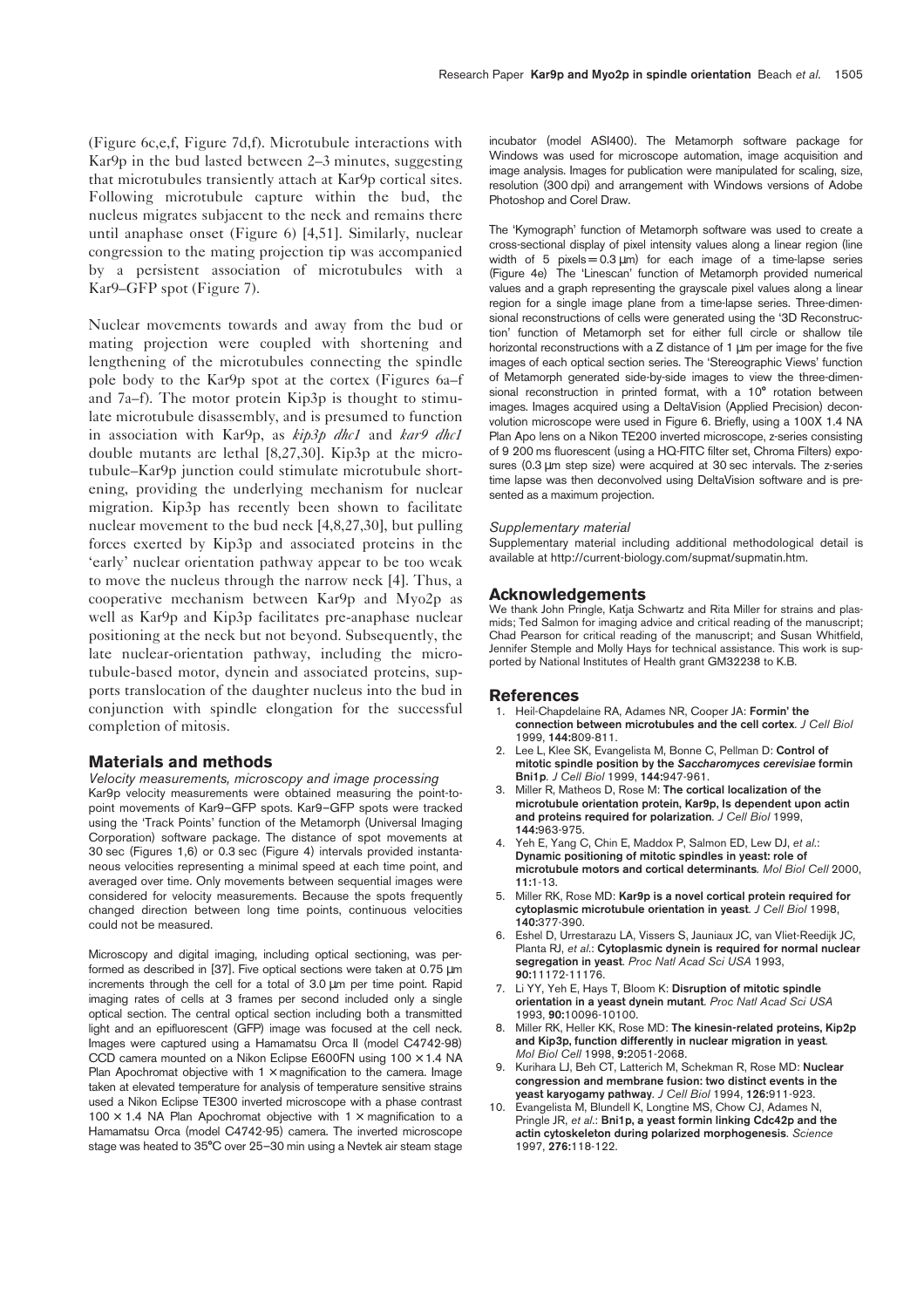(Figure 6c,e,f, Figure 7d,f). Microtubule interactions with Kar9p in the bud lasted between 2–3 minutes, suggesting that microtubules transiently attach at Kar9p cortical sites. Following microtubule capture within the bud, the nucleus migrates subjacent to the neck and remains there until anaphase onset (Figure 6) [4,51]. Similarly, nuclear congression to the mating projection tip was accompanied by a persistent association of microtubules with a Kar9–GFP spot (Figure 7).

Nuclear movements towards and away from the bud or mating projection were coupled with shortening and lengthening of the microtubules connecting the spindle pole body to the Kar9p spot at the cortex (Figures 6a–f and 7a–f). The motor protein Kip3p is thought to stimulate microtubule disassembly, and is presumed to function in association with Kar9p, as *kip3p dhc1* and *kar9 dhc1* double mutants are lethal [8,27,30]. Kip3p at the microtubule–Kar9p junction could stimulate microtubule shortening, providing the underlying mechanism for nuclear migration. Kip3p has recently been shown to facilitate nuclear movement to the bud neck [4,8,27,30], but pulling forces exerted by Kip3p and associated proteins in the 'early' nuclear orientation pathway appear to be too weak to move the nucleus through the narrow neck [4]. Thus, a cooperative mechanism between Kar9p and Myo2p as well as Kar9p and Kip3p facilitates pre-anaphase nuclear positioning at the neck but not beyond. Subsequently, the late nuclear-orientation pathway, including the microtubule-based motor, dynein and associated proteins, supports translocation of the daughter nucleus into the bud in conjunction with spindle elongation for the successful completion of mitosis.

## Materials and methods

### *Velocity measurements, microscopy and image processing*

Kar9p velocity measurements were obtained measuring the point-to-point movements of Kar9–GFP spots. Kar9–GFP spots were tracked using the 'Track Points' function of the Metamorph (Universal Imaging Corporation) software package. The distance of spot movements at 30 sec (Figures 1,6) or 0.3 sec (Figure 4) intervals provided instantaneous velocities representing a minimal speed at each time point, and averaged over time. Only movements between sequential images were considered for velocity measurements. Because the spots frequently changed direction between long time points, continuous velocities could not be measured.

Microscopy and digital imaging, including optical sectioning, was performed as described in [37]. Five optical sections were taken at 0.75 μm increments through the cell for a total of 3.0 μm per time point. Rapid imaging rates of cells at 3 frames per second included only a single optical section. The central optical section including both a transmitted light and an epifluorescent (GFP) image was focused at the cell neck. Images were captured using a Hamamatsu Orca II (model C4742-98) CCD camera mounted on a Nikon Eclipse E600FN using 100 × 1.4 NA Plan Apochromat objective with 1 × magnification to the camera. Image taken at elevated temperature for analysis of temperature sensitive strains used a Nikon Eclipse TE300 inverted microscope with a phase contrast 100 × 1.4 NA Plan Apochromat objective with 1 × magnification to a Hamamatsu Orca (model C4742-95) camera. The inverted microscope stage was heated to 35°C over 25–30 min using a Nevtek air steam stage incubator (model ASI400). The Metamorph software package for Windows was used for microscope automation, image acquisition and image analysis. Images for publication were manipulated for scaling, size, resolution (300 dpi) and arrangement with Windows versions of Adobe Photoshop and Corel Draw.

The 'Kymograph' function of Metamorph software was used to create a cross-sectional display of pixel intensity values along a linear region (line width of 5 pixels = 0.3 μm) for each image of a time-lapse series (Figure 4e) The 'Linescan' function of Metamorph provided numerical values and a graph representing the grayscale pixel values along a linear region for a single image plane from a time-lapse series. Three-dimensional reconstructions of cells were generated using the '3D Reconstruction' function of Metamorph set for either full circle or shallow tile horizontal reconstructions with a Z distance of 1 μm per image for the five images of each optical section series. The 'Stereographic Views' function of Metamorph generated side-by-side images to view the three-dimensional reconstruction in printed format, with a 10° rotation between images. Images acquired using a DeltaVision (Applied Precision) deconvolution microscope were used in Figure 6. Briefly, using a 100X 1.4 NA Plan Apo lens on a Nikon TE200 inverted microscope, z-series consisting of 9 200 ms fluorescent (using a HQ-FITC filter set, Chroma Filters) exposures (0.3 μm step size) were acquired at 30 sec intervals. The z-series time lapse was then deconvolved using DeltaVision software and is presented as a maximum projection.

### *Supplementary material*

Supplementary material including additional methodological detail is available at http://current-biology.com/supmat/supmatin.htm.

## Acknowledgements

We thank John Pringle, Katja Schwartz and Rita Miller for strains and plasmids; Ted Salmon for imaging advice and critical reading of the manuscript; Chad Pearson for critical reading of the manuscript; and Susan Whitfield, Jennifer Stemple and Molly Hays for technical assistance. This work is supported by National Institutes of Health grant GM32238 to K.B.

## References

1. Heil-Chapdelaine RA, Adames NR, Cooper JA: **Formin' the connection between microtubules and the cell cortex**. *J Cell Biol* 1999, **144:**809-811.
2. Lee L, Klee SK, Evangelista M, Bonne C, Pellman D: **Control of mitotic spindle position by the *Saccharomyces cerevisiae* formin Bni1p**. *J Cell Biol* 1999, **144:**947-961.
3. Miller R, Matheos D, Rose M: **The cortical localization of the microtubule orientation protein, Kar9p, Is dependent upon actin and proteins required for polarization**. *J Cell Biol* 1999, **144:**963-975.
4. Yeh E, Yang C, Chin E, Maddox P, Salmon ED, Lew DJ, *et al.*: **Dynamic positioning of mitotic spindles in yeast: role of microtubule motors and cortical determinants**. *Mol Biol Cell* 2000, **11:**1-13.
5. Miller RK, Rose MD: **Kar9p is a novel cortical protein required for cytoplasmic microtubule orientation in yeast**. *J Cell Biol* 1998, **140:**377-390.
6. Eshel D, Urrestarazu LA, Vissers S, Jauniaux JC, van Vliet-Reedijk JC, Planta RJ, *et al.*: **Cytoplasmic dynein is required for normal nuclear segregation in yeast**. *Proc Natl Acad Sci USA* 1993, **90:**11172-11176.
7. Li YY, Yeh E, Hays T, Bloom K: **Disruption of mitotic spindle orientation in a yeast dynein mutant**. *Proc Natl Acad Sci USA* 1993, **90:**10096-10100.
8. Miller RK, Heller KK, Rose MD: **The kinesin-related proteins, Kip2p and Kip3p, function differently in nuclear migration in yeast**. *Mol Biol Cell* 1998, **9:**2051-2068.
9. Kurihara LJ, Beh CT, Latterich M, Schekman R, Rose MD: **Nuclear congression and membrane fusion: two distinct events in the yeast karyogamy pathway**. *J Cell Biol* 1994, **126:**911-923.
10. Evangelista M, Blundell K, Longtine MS, Chow CJ, Adames N, Pringle JR, *et al.*: **Bni1p, a yeast formin linking Cdc42p and the actin cytoskeleton during polarized morphogenesis**. *Science* 1997, **276:**118-122.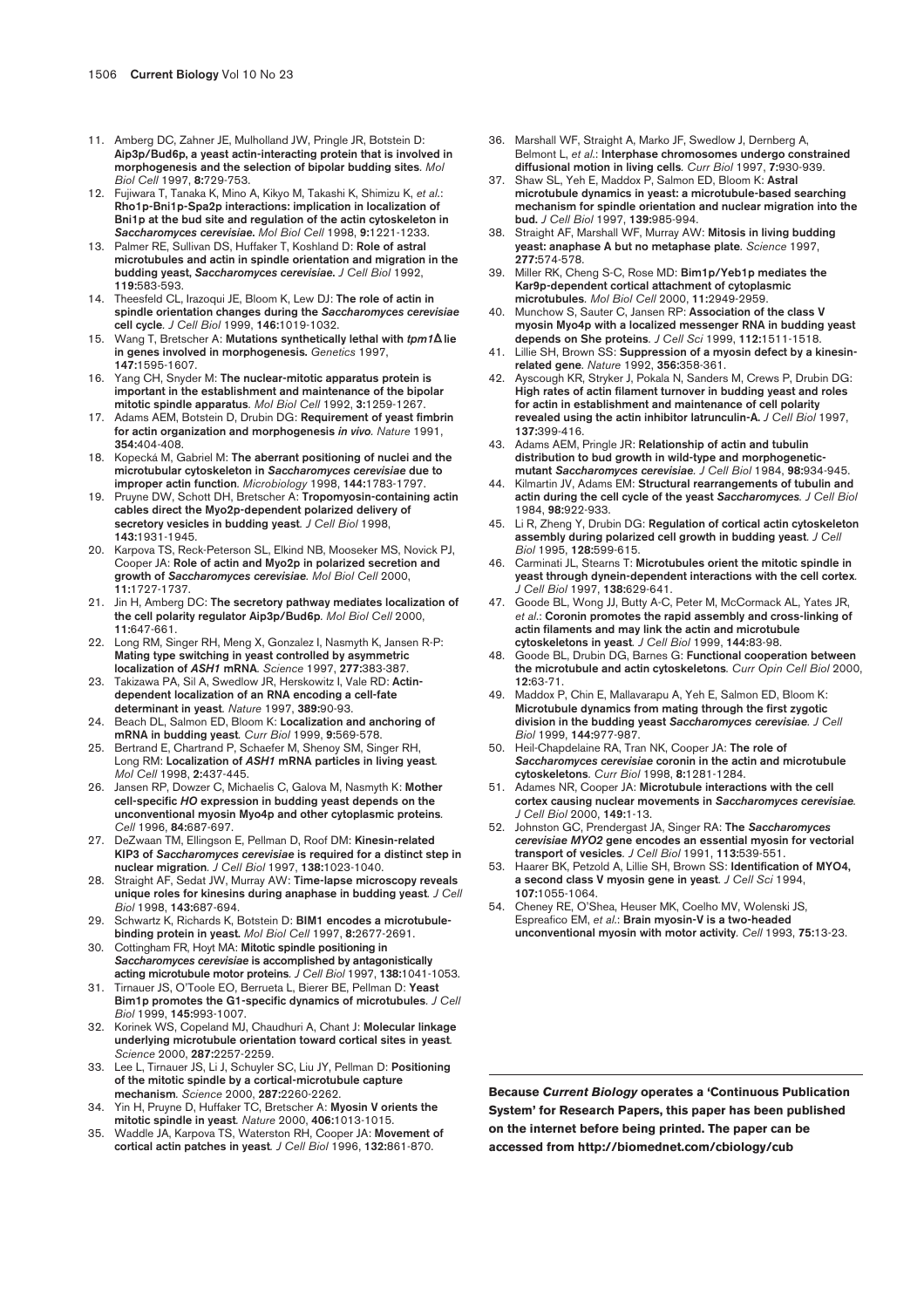11. Amberg DC, Zahner JE, Mulholland JW, Pringle JR, Botstein D: **Aip3p/Bud6p, a yeast actin-interacting protein that is involved in morphogenesis and the selection of bipolar budding sites**. *Mol Biol Cell* 1997, **8:**729-753.
12. Fujiwara T, Tanaka K, Mino A, Kikyo M, Takashi K, Shimizu K, *et al.*: **Rho1p-Bni1p-Spa2p interactions: implication in localization of Bni1p at the bud site and regulation of the actin cytoskeleton in *Saccharomyces cerevisiae*.** *Mol Biol Cell* 1998, **9:**1221-1233.
13. Palmer RE, Sullivan DS, Huffaker T, Koshland D: **Role of astral microtubules and actin in spindle orientation and migration in the budding yeast, *Saccharomyces cerevisiae*.** *J Cell Biol* 1992, **119:**583-593.
14. Theesfeld CL, Irazoqui JE, Bloom K, Lew DJ: **The role of actin in spindle orientation changes during the *Saccharomyces cerevisiae* cell cycle**. *J Cell Biol* 1999, **146:**1019-1032.
15. Wang T, Bretscher A: **Mutations synthetically lethal with *tpm1*Δ lie in genes involved in morphogenesis.** *Genetics* 1997, **147:**1595-1607.
16. Yang CH, Snyder M: **The nuclear-mitotic apparatus protein is important in the establishment and maintenance of the bipolar mitotic spindle apparatus**. *Mol Biol Cell* 1992, **3:**1259-1267.
17. Adams AEM, Botstein D, Drubin DG: **Requirement of yeast fimbrin for actin organization and morphogenesis *in vivo***. *Nature* 1991, **354:**404-408.
18. Kopecká M, Gabriel M: **The aberrant positioning of nuclei and the microtubular cytoskeleton in *Saccharomyces cerevisiae* due to improper actin function**. *Microbiology* 1998, **144:**1783-1797.
19. Pruyne DW, Schott DH, Bretscher A: **Tropomyosin-containing actin cables direct the Myo2p-dependent polarized delivery of secretory vesicles in budding yeast**. *J Cell Biol* 1998, **143:**1931-1945.
20. Karpova TS, Reck-Peterson SL, Elkind NB, Mooseker MS, Novick PJ, Cooper JA: **Role of actin and Myo2p in polarized secretion and growth of *Saccharomyces cerevisiae*.** *Mol Biol Cell* 2000, **11:**1727-1737.
21. Jin H, Amberg DC: **The secretory pathway mediates localization of the cell polarity regulator Aip3p/Bud6p**. *Mol Biol Cell* 2000, **11:**647-661.
22. Long RM, Singer RH, Meng X, Gonzalez I, Nasmyth K, Jansen R-P: **Mating type switching in yeast controlled by asymmetric localization of *ASH1* mRNA**. *Science* 1997, **277:**383-387.
23. Takizawa PA, Sil A, Swedlow JR, Herskowitz I, Vale RD: **Actin-dependent localization of an RNA encoding a cell-fate determinant in yeast**. *Nature* 1997, **389:**90-93.
24. Beach DL, Salmon ED, Bloom K: **Localization and anchoring of mRNA in budding yeast**. *Curr Biol* 1999, **9:**569-578.
25. Bertrand E, Chartrand P, Schaefer M, Shenoy SM, Singer RH, Long RM: **Localization of *ASH1* mRNA particles in living yeast**. *Mol Cell* 1998, **2:**437-445.
26. Jansen RP, Dowzer C, Michaelis C, Galova M, Nasmyth K: **Mother cell-specific *HO* expression in budding yeast depends on the unconventional myosin Myo4p and other cytoplasmic proteins**. *Cell* 1996, **84:**687-697.
27. DeZwaan TM, Ellingson E, Pellman D, Roof DM: **Kinesin-related KIP3 of *Saccharomyces cerevisiae* is required for a distinct step in nuclear migration**. *J Cell Biol* 1997, **138:**1023-1040.
28. Straight AF, Sedat JW, Murray AW: **Time-lapse microscopy reveals unique roles for kinesins during anaphase in budding yeast**. *J Cell Biol* 1998, **143:**687-694.
29. Schwartz K, Richards K, Botstein D: **BIM1 encodes a microtubule-binding protein in yeast.** *Mol Biol Cell* 1997, **8:**2677-2691.
30. Cottingham FR, Hoyt MA: **Mitotic spindle positioning in *Saccharomyces cerevisiae* is accomplished by antagonistically acting microtubule motor proteins**. *J Cell Biol* 1997, **138:**1041-1053.
31. Tirnauer JS, O'Toole EO, Berrueta L, Bierer BE, Pellman D: **Yeast Bim1p promotes the G1-specific dynamics of microtubules**. *J Cell Biol* 1999, **145:**993-1007.
32. Korinek WS, Copeland MJ, Chaudhuri A, Chant J: **Molecular linkage underlying microtubule orientation toward cortical sites in yeast**. *Science* 2000, **287:**2257-2259.
33. Lee L, Tirnauer JS, Li J, Schuyler SC, Liu JY, Pellman D: **Positioning of the mitotic spindle by a cortical-microtubule capture mechanism**. *Science* 2000, **287:**2260-2262.
34. Yin H, Pruyne D, Huffaker TC, Bretscher A: **Myosin V orients the mitotic spindle in yeast**. *Nature* 2000, **406:**1013-1015.
35. Waddle JA, Karpova TS, Waterston RH, Cooper JA: **Movement of cortical actin patches in yeast**. *J Cell Biol* 1996, **132:**861-870.
36. Marshall WF, Straight A, Marko JF, Swedlow J, Dernberg A, Belmont L, *et al.*: **Interphase chromosomes undergo constrained diffusional motion in living cells**. *Curr Biol* 1997, **7:**930-939.
37. Shaw SL, Yeh E, Maddox P, Salmon ED, Bloom K: **Astral microtubule dynamics in yeast: a microtubule-based searching mechanism for spindle orientation and nuclear migration into the bud.** *J Cell Biol* 1997, **139:**985-994.
38. Straight AF, Marshall WF, Murray AW: **Mitosis in living budding yeast: anaphase A but no metaphase plate**. *Science* 1997, **277:**574-578.
39. Miller RK, Cheng S-C, Rose MD: **Bim1p/Yeb1p mediates the Kar9p-dependent cortical attachment of cytoplasmic microtubules**. *Mol Biol Cell* 2000, **11:**2949-2959.
40. Munchow S, Sauter C, Jansen RP: **Association of the class V myosin Myo4p with a localized messenger RNA in budding yeast depends on She proteins**. *J Cell Sci* 1999, **112:**1511-1518.
41. Lillie SH, Brown SS: **Suppression of a myosin defect by a kinesin-related gene**. *Nature* 1992, **356:**358-361.
42. Ayscough KR, Stryker J, Pokala N, Sanders M, Crews P, Drubin DG: **High rates of actin filament turnover in budding yeast and roles for actin in establishment and maintenance of cell polarity revealed using the actin inhibitor latrunculin-A.** *J Cell Biol* 1997, **137:**399-416.
43. Adams AEM, Pringle JR: **Relationship of actin and tubulin distribution to bud growth in wild-type and morphogenetic-mutant *Saccharomyces cerevisiae*.** *J Cell Biol* 1984, **98:**934-945.
44. Kilmartin JV, Adams EM: **Structural rearrangements of tubulin and actin during the cell cycle of the yeast *Saccharomyces*.** *J Cell Biol* 1984, **98:**922-933.
45. Li R, Zheng Y, Drubin DG: **Regulation of cortical actin cytoskeleton assembly during polarized cell growth in budding yeast**. *J Cell Biol* 1995, **128:**599-615.
46. Carminati JL, Stearns T: **Microtubules orient the mitotic spindle in yeast through dynein-dependent interactions with the cell cortex**. *J Cell Biol* 1997, **138:**629-641.
47. Goode BL, Wong JJ, Butty A-C, Peter M, McCormack AL, Yates JR, *et al.*: **Coronin promotes the rapid assembly and cross-linking of actin filaments and may link the actin and microtubule cytoskeletons in yeast**. *J Cell Biol* 1999, **144:**83-98.
48. Goode BL, Drubin DG, Barnes G: **Functional cooperation between the microtubule and actin cytoskeletons**. *Curr Opin Cell Biol* 2000, **12:**63-71.
49. Maddox P, Chin E, Mallavarapu A, Yeh E, Salmon ED, Bloom K: **Microtubule dynamics from mating through the first zygotic division in the budding yeast *Saccharomyces cerevisiae*.** *J Cell Biol* 1999, **144:**977-987.
50. Heil-Chapdelaine RA, Tran NK, Cooper JA: **The role of *Saccharomyces cerevisiae* coronin in the actin and microtubule cytoskeletons**. *Curr Biol* 1998, **8:**1281-1284.
51. Adames NR, Cooper JA: **Microtubule interactions with the cell cortex causing nuclear movements in *Saccharomyces cerevisiae*.** *J Cell Biol* 2000, **149:**1-13.
52. Johnston GC, Prendergast JA, Singer RA: **The *Saccharomyces cerevisiae MYO2* gene encodes an essential myosin for vectorial transport of vesicles**. *J Cell Biol* 1991, **113:**539-551.
53. Haarer BK, Petzold A, Lillie SH, Brown SS: **Identification of MYO4, a second class V myosin gene in yeast**. *J Cell Sci* 1994, **107:**1055-1064.
54. Cheney RE, O'Shea, Heuser MK, Coelho MV, Wolenski JS, Espreafico EM, *et al.*: **Brain myosin-V is a two-headed unconventional myosin with motor activity**. *Cell* 1993, **75:**13-23.

**Because *Current Biology* operates a 'Continuous Publication System' for Research Papers, this paper has been published on the internet before being printed. The paper can be accessed from http://biomednet.com/cbiology/cub**